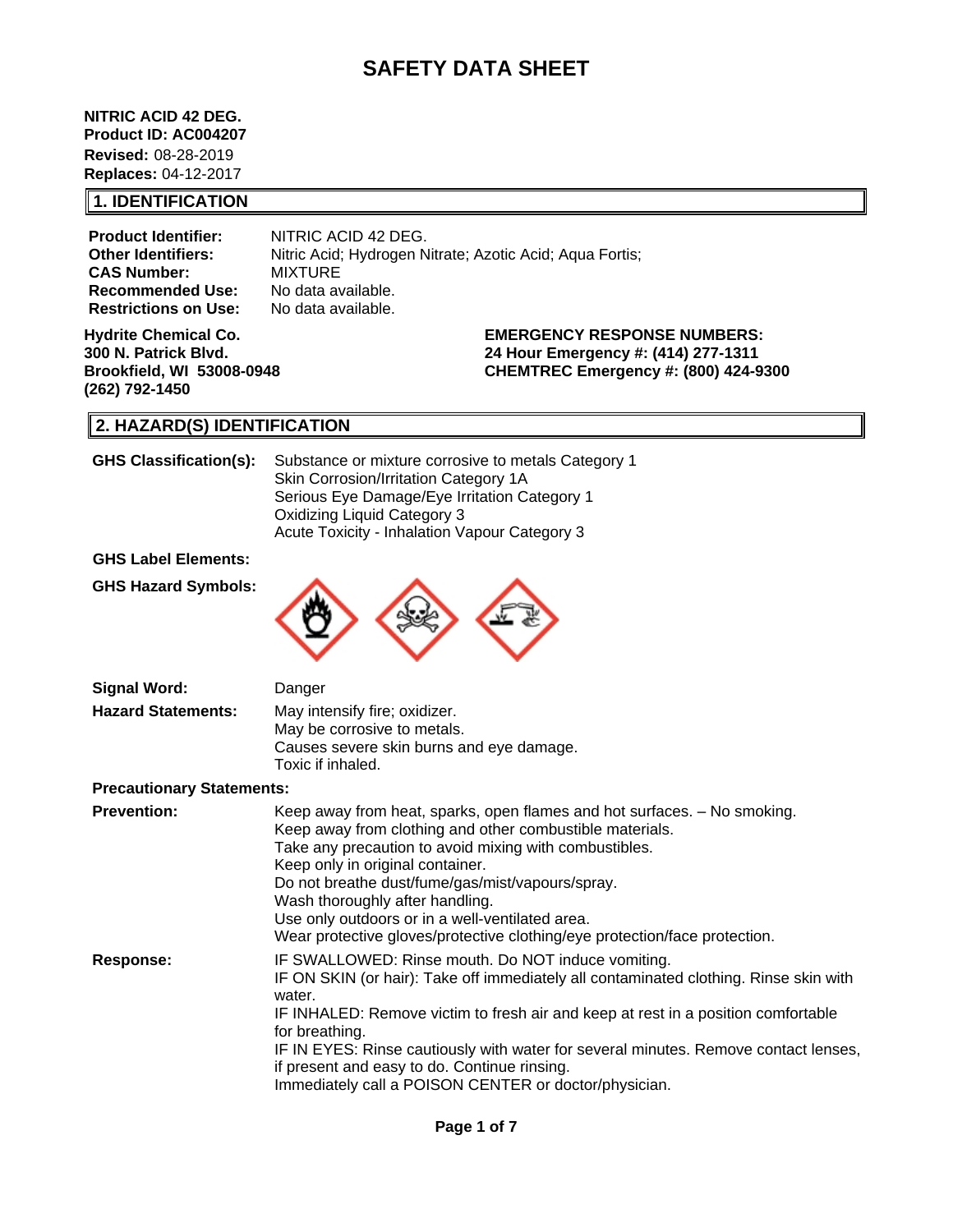# SAFETY DATA SHEET

**NITRIC ACID 42 DEG.**
**Product ID: AC004207**
**Revised:** 08-28-2019
**Replaces:** 04-12-2017

## 1. IDENTIFICATION

| | |
|---|---|
| **Product Identifier:** | NITRIC ACID 42 DEG. |
| **Other Identifiers:** | Nitric Acid; Hydrogen Nitrate; Azotic Acid; Aqua Fortis; |
| **CAS Number:** | MIXTURE |
| **Recommended Use:** | No data available. |
| **Restrictions on Use:** | No data available. |

**Hydrite Chemical Co.**
**300 N. Patrick Blvd.**
**Brookfield, WI 53008-0948**
**(262) 792-1450**

**EMERGENCY RESPONSE NUMBERS:**
**24 Hour Emergency #: (414) 277-1311**
**CHEMTREC Emergency #: (800) 424-9300**

## 2. HAZARD(S) IDENTIFICATION

**GHS Classification(s):**
Substance or mixture corrosive to metals Category 1
Skin Corrosion/Irritation Category 1A
Serious Eye Damage/Eye Irritation Category 1
Oxidizing Liquid Category 3
Acute Toxicity - Inhalation Vapour Category 3

**GHS Label Elements:**

**GHS Hazard Symbols:**

**Signal Word:** Danger

**Hazard Statements:**
May intensify fire; oxidizer.
May be corrosive to metals.
Causes severe skin burns and eye damage.
Toxic if inhaled.

**Precautionary Statements:**

**Prevention:**
Keep away from heat, sparks, open flames and hot surfaces. – No smoking.
Keep away from clothing and other combustible materials.
Take any precaution to avoid mixing with combustibles.
Keep only in original container.
Do not breathe dust/fume/gas/mist/vapours/spray.
Wash thoroughly after handling.
Use only outdoors or in a well-ventilated area.
Wear protective gloves/protective clothing/eye protection/face protection.

**Response:**
IF SWALLOWED: Rinse mouth. Do NOT induce vomiting.
IF ON SKIN (or hair): Take off immediately all contaminated clothing. Rinse skin with water.
IF INHALED: Remove victim to fresh air and keep at rest in a position comfortable for breathing.
IF IN EYES: Rinse cautiously with water for several minutes. Remove contact lenses, if present and easy to do. Continue rinsing.
Immediately call a POISON CENTER or doctor/physician.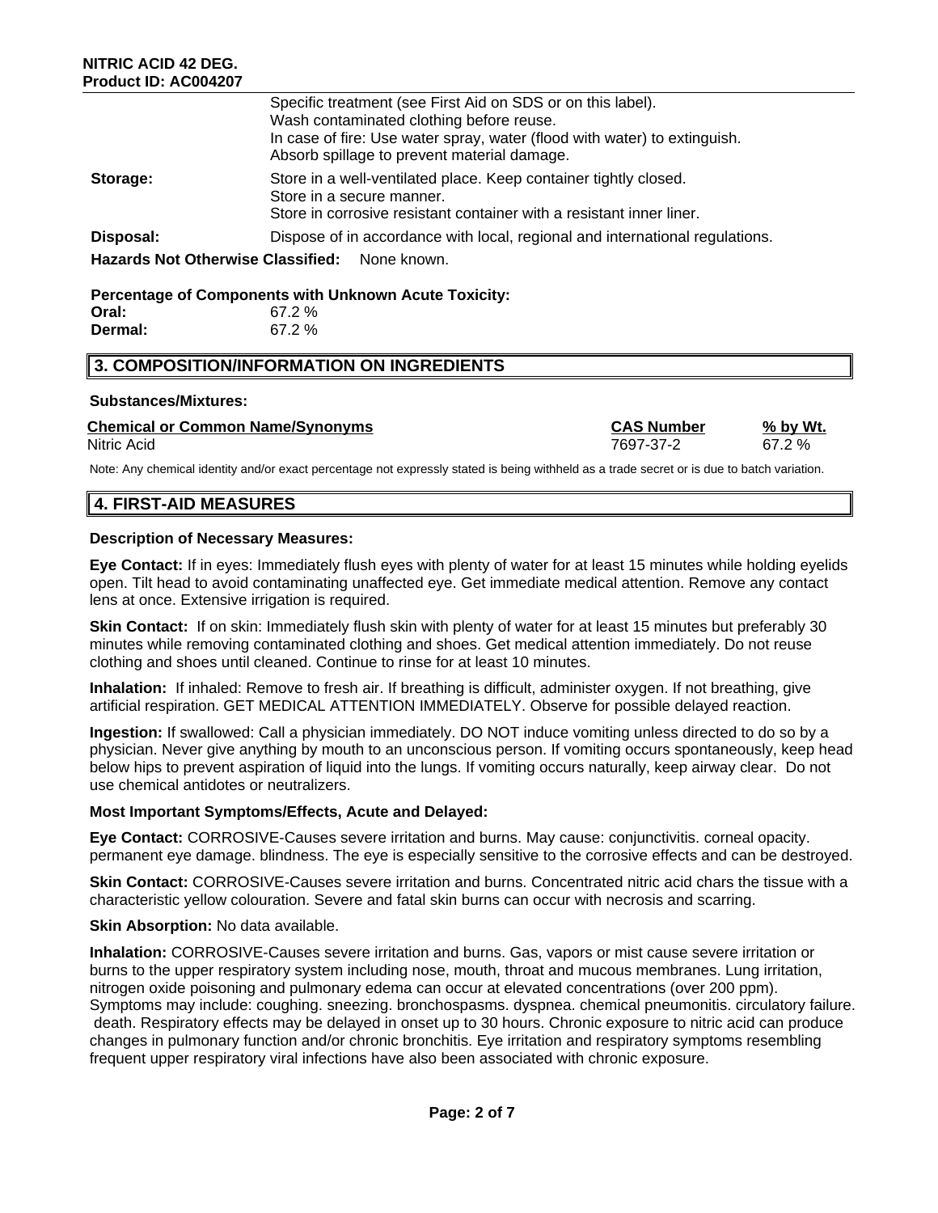| | |
|---|---|
| | Specific treatment (see First Aid on SDS or on this label). Wash contaminated clothing before reuse. In case of fire: Use water spray, water (flood with water) to extinguish. Absorb spillage to prevent material damage. |
| **Storage:** | Store in a well-ventilated place. Keep container tightly closed. Store in a secure manner. Store in corrosive resistant container with a resistant inner liner. |
| **Disposal:** | Dispose of in accordance with local, regional and international regulations. |

**Hazards Not Otherwise Classified:** None known.

**Percentage of Components with Unknown Acute Toxicity:**

**Oral:** 67.2 %
**Dermal:** 67.2 %

## 3. COMPOSITION/INFORMATION ON INGREDIENTS

**Substances/Mixtures:**

| Chemical or Common Name/Synonyms | CAS Number | % by Wt. |
|---|---|---|
| Nitric Acid | 7697-37-2 | 67.2 % |

Note: Any chemical identity and/or exact percentage not expressly stated is being withheld as a trade secret or is due to batch variation.

## 4. FIRST-AID MEASURES

**Description of Necessary Measures:**

**Eye Contact:** If in eyes: Immediately flush eyes with plenty of water for at least 15 minutes while holding eyelids open. Tilt head to avoid contaminating unaffected eye. Get immediate medical attention. Remove any contact lens at once. Extensive irrigation is required.

**Skin Contact:** If on skin: Immediately flush skin with plenty of water for at least 15 minutes but preferably 30 minutes while removing contaminated clothing and shoes. Get medical attention immediately. Do not reuse clothing and shoes until cleaned. Continue to rinse for at least 10 minutes.

**Inhalation:** If inhaled: Remove to fresh air. If breathing is difficult, administer oxygen. If not breathing, give artificial respiration. GET MEDICAL ATTENTION IMMEDIATELY. Observe for possible delayed reaction.

**Ingestion:** If swallowed: Call a physician immediately. DO NOT induce vomiting unless directed to do so by a physician. Never give anything by mouth to an unconscious person. If vomiting occurs spontaneously, keep head below hips to prevent aspiration of liquid into the lungs. If vomiting occurs naturally, keep airway clear. Do not use chemical antidotes or neutralizers.

**Most Important Symptoms/Effects, Acute and Delayed:**

**Eye Contact:** CORROSIVE-Causes severe irritation and burns. May cause: conjunctivitis. corneal opacity. permanent eye damage. blindness. The eye is especially sensitive to the corrosive effects and can be destroyed.

**Skin Contact:** CORROSIVE-Causes severe irritation and burns. Concentrated nitric acid chars the tissue with a characteristic yellow colouration. Severe and fatal skin burns can occur with necrosis and scarring.

**Skin Absorption:** No data available.

**Inhalation:** CORROSIVE-Causes severe irritation and burns. Gas, vapors or mist cause severe irritation or burns to the upper respiratory system including nose, mouth, throat and mucous membranes. Lung irritation, nitrogen oxide poisoning and pulmonary edema can occur at elevated concentrations (over 200 ppm). Symptoms may include: coughing. sneezing. bronchospasms. dyspnea. chemical pneumonitis. circulatory failure. death. Respiratory effects may be delayed in onset up to 30 hours. Chronic exposure to nitric acid can produce changes in pulmonary function and/or chronic bronchitis. Eye irritation and respiratory symptoms resembling frequent upper respiratory viral infections have also been associated with chronic exposure.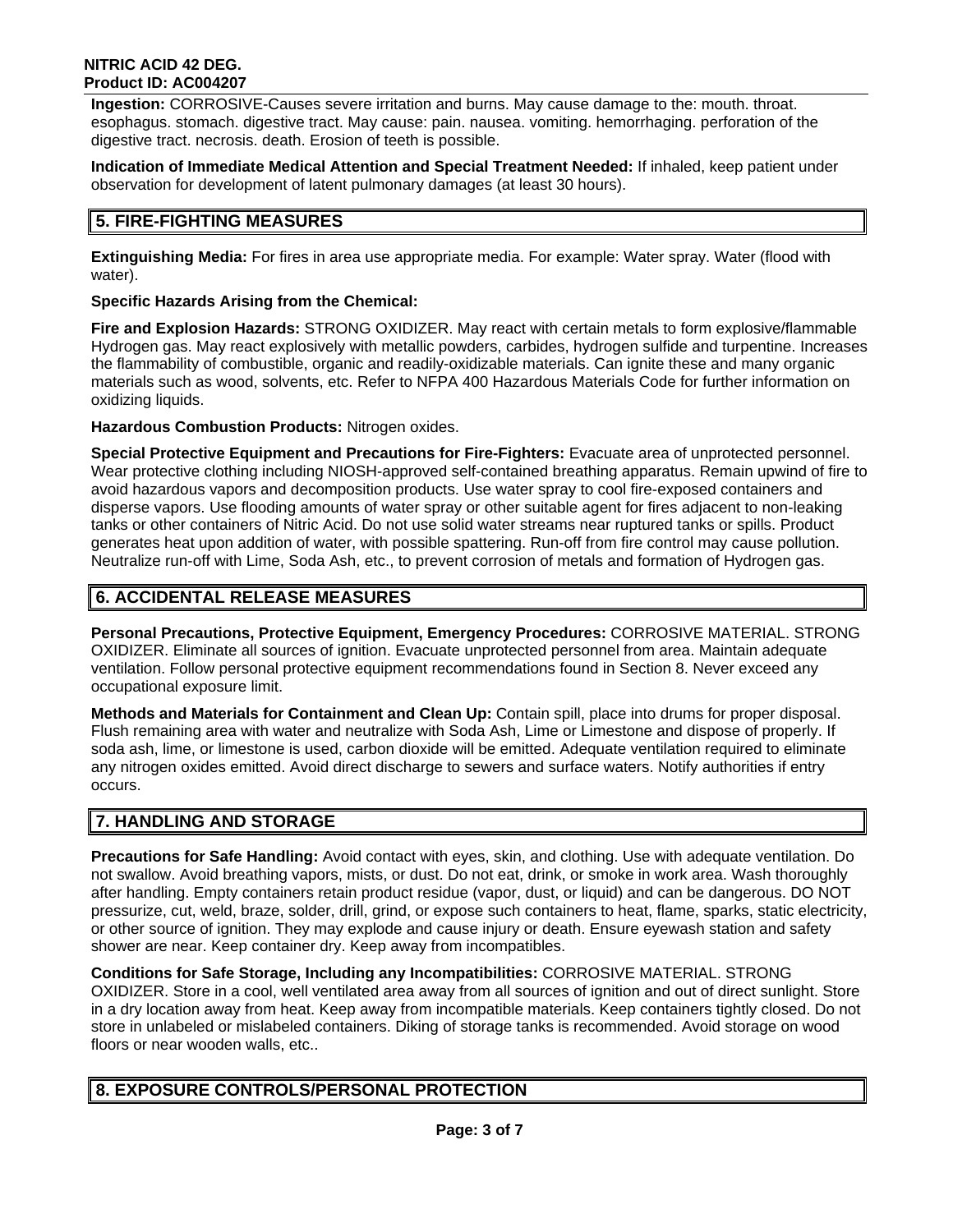**Ingestion:** CORROSIVE-Causes severe irritation and burns. May cause damage to the: mouth. throat. esophagus. stomach. digestive tract. May cause: pain. nausea. vomiting. hemorrhaging. perforation of the digestive tract. necrosis. death. Erosion of teeth is possible.

**Indication of Immediate Medical Attention and Special Treatment Needed:** If inhaled, keep patient under observation for development of latent pulmonary damages (at least 30 hours).

## 5. FIRE-FIGHTING MEASURES

**Extinguishing Media:** For fires in area use appropriate media. For example: Water spray. Water (flood with water).

**Specific Hazards Arising from the Chemical:**

**Fire and Explosion Hazards:** STRONG OXIDIZER. May react with certain metals to form explosive/flammable Hydrogen gas. May react explosively with metallic powders, carbides, hydrogen sulfide and turpentine. Increases the flammability of combustible, organic and readily-oxidizable materials. Can ignite these and many organic materials such as wood, solvents, etc. Refer to NFPA 400 Hazardous Materials Code for further information on oxidizing liquids.

**Hazardous Combustion Products:** Nitrogen oxides.

**Special Protective Equipment and Precautions for Fire-Fighters:** Evacuate area of unprotected personnel. Wear protective clothing including NIOSH-approved self-contained breathing apparatus. Remain upwind of fire to avoid hazardous vapors and decomposition products. Use water spray to cool fire-exposed containers and disperse vapors. Use flooding amounts of water spray or other suitable agent for fires adjacent to non-leaking tanks or other containers of Nitric Acid. Do not use solid water streams near ruptured tanks or spills. Product generates heat upon addition of water, with possible spattering. Run-off from fire control may cause pollution. Neutralize run-off with Lime, Soda Ash, etc., to prevent corrosion of metals and formation of Hydrogen gas.

## 6. ACCIDENTAL RELEASE MEASURES

**Personal Precautions, Protective Equipment, Emergency Procedures:** CORROSIVE MATERIAL. STRONG OXIDIZER. Eliminate all sources of ignition. Evacuate unprotected personnel from area. Maintain adequate ventilation. Follow personal protective equipment recommendations found in Section 8. Never exceed any occupational exposure limit.

**Methods and Materials for Containment and Clean Up:** Contain spill, place into drums for proper disposal. Flush remaining area with water and neutralize with Soda Ash, Lime or Limestone and dispose of properly. If soda ash, lime, or limestone is used, carbon dioxide will be emitted. Adequate ventilation required to eliminate any nitrogen oxides emitted. Avoid direct discharge to sewers and surface waters. Notify authorities if entry occurs.

## 7. HANDLING AND STORAGE

**Precautions for Safe Handling:** Avoid contact with eyes, skin, and clothing. Use with adequate ventilation. Do not swallow. Avoid breathing vapors, mists, or dust. Do not eat, drink, or smoke in work area. Wash thoroughly after handling. Empty containers retain product residue (vapor, dust, or liquid) and can be dangerous. DO NOT pressurize, cut, weld, braze, solder, drill, grind, or expose such containers to heat, flame, sparks, static electricity, or other source of ignition. They may explode and cause injury or death. Ensure eyewash station and safety shower are near. Keep container dry. Keep away from incompatibles.

**Conditions for Safe Storage, Including any Incompatibilities:** CORROSIVE MATERIAL. STRONG OXIDIZER. Store in a cool, well ventilated area away from all sources of ignition and out of direct sunlight. Store in a dry location away from heat. Keep away from incompatible materials. Keep containers tightly closed. Do not store in unlabeled or mislabeled containers. Diking of storage tanks is recommended. Avoid storage on wood floors or near wooden walls, etc..

## 8. EXPOSURE CONTROLS/PERSONAL PROTECTION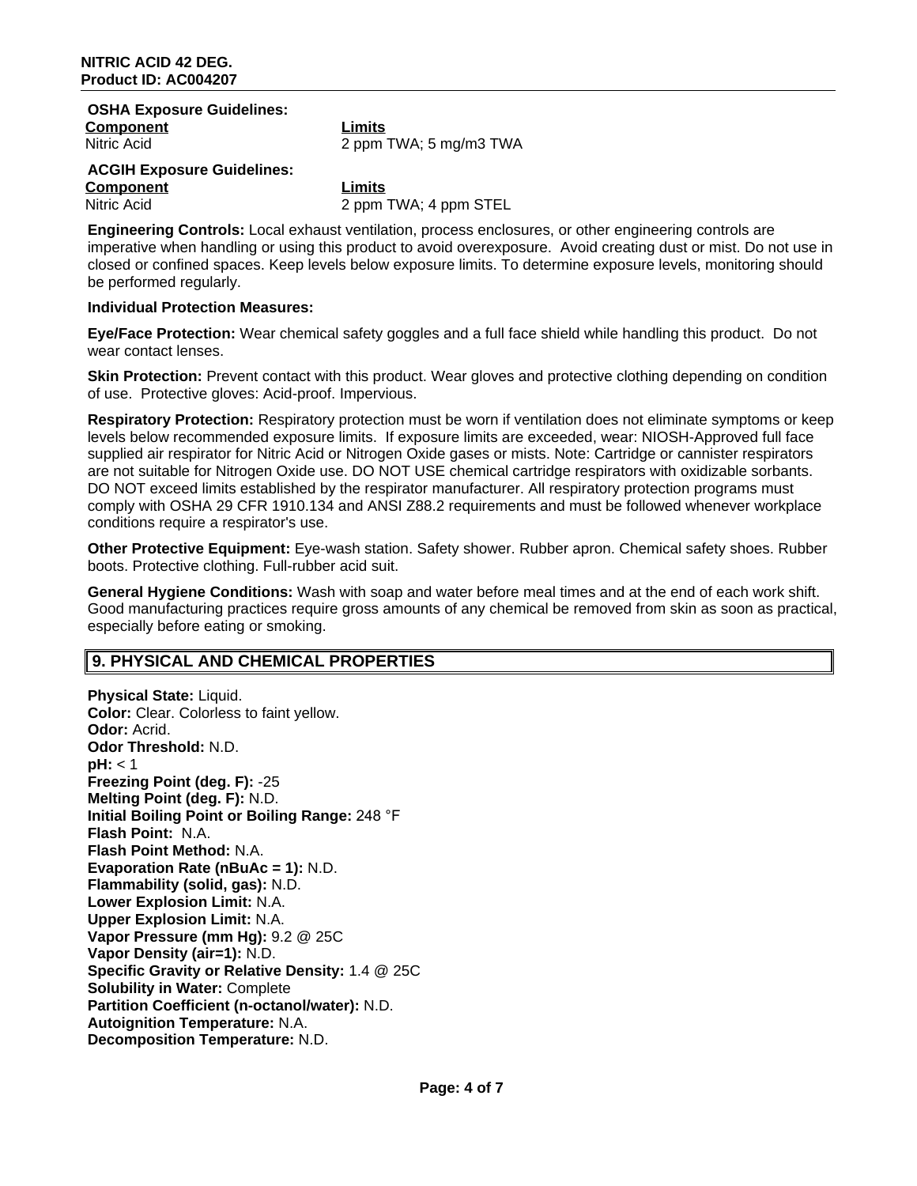**OSHA Exposure Guidelines:**

| Component | Limits |
|---|---|
| Nitric Acid | 2 ppm TWA; 5 mg/m3 TWA |

**ACGIH Exposure Guidelines:**

| Component | Limits |
|---|---|
| Nitric Acid | 2 ppm TWA; 4 ppm STEL |

**Engineering Controls:** Local exhaust ventilation, process enclosures, or other engineering controls are imperative when handling or using this product to avoid overexposure. Avoid creating dust or mist. Do not use in closed or confined spaces. Keep levels below exposure limits. To determine exposure levels, monitoring should be performed regularly.

**Individual Protection Measures:**

**Eye/Face Protection:** Wear chemical safety goggles and a full face shield while handling this product. Do not wear contact lenses.

**Skin Protection:** Prevent contact with this product. Wear gloves and protective clothing depending on condition of use. Protective gloves: Acid-proof. Impervious.

**Respiratory Protection:** Respiratory protection must be worn if ventilation does not eliminate symptoms or keep levels below recommended exposure limits. If exposure limits are exceeded, wear: NIOSH-Approved full face supplied air respirator for Nitric Acid or Nitrogen Oxide gases or mists. Note: Cartridge or cannister respirators are not suitable for Nitrogen Oxide use. DO NOT USE chemical cartridge respirators with oxidizable sorbants. DO NOT exceed limits established by the respirator manufacturer. All respiratory protection programs must comply with OSHA 29 CFR 1910.134 and ANSI Z88.2 requirements and must be followed whenever workplace conditions require a respirator's use.

**Other Protective Equipment:** Eye-wash station. Safety shower. Rubber apron. Chemical safety shoes. Rubber boots. Protective clothing. Full-rubber acid suit.

**General Hygiene Conditions:** Wash with soap and water before meal times and at the end of each work shift. Good manufacturing practices require gross amounts of any chemical be removed from skin as soon as practical, especially before eating or smoking.

## 9. PHYSICAL AND CHEMICAL PROPERTIES

**Physical State:** Liquid.
**Color:** Clear. Colorless to faint yellow.
**Odor:** Acrid.
**Odor Threshold:** N.D.
**pH:** < 1
**Freezing Point (deg. F):** -25
**Melting Point (deg. F):** N.D.
**Initial Boiling Point or Boiling Range:** 248 °F
**Flash Point:** N.A.
**Flash Point Method:** N.A.
**Evaporation Rate (nBuAc = 1):** N.D.
**Flammability (solid, gas):** N.D.
**Lower Explosion Limit:** N.A.
**Upper Explosion Limit:** N.A.
**Vapor Pressure (mm Hg):** 9.2 @ 25C
**Vapor Density (air=1):** N.D.
**Specific Gravity or Relative Density:** 1.4 @ 25C
**Solubility in Water:** Complete
**Partition Coefficient (n-octanol/water):** N.D.
**Autoignition Temperature:** N.A.
**Decomposition Temperature:** N.D.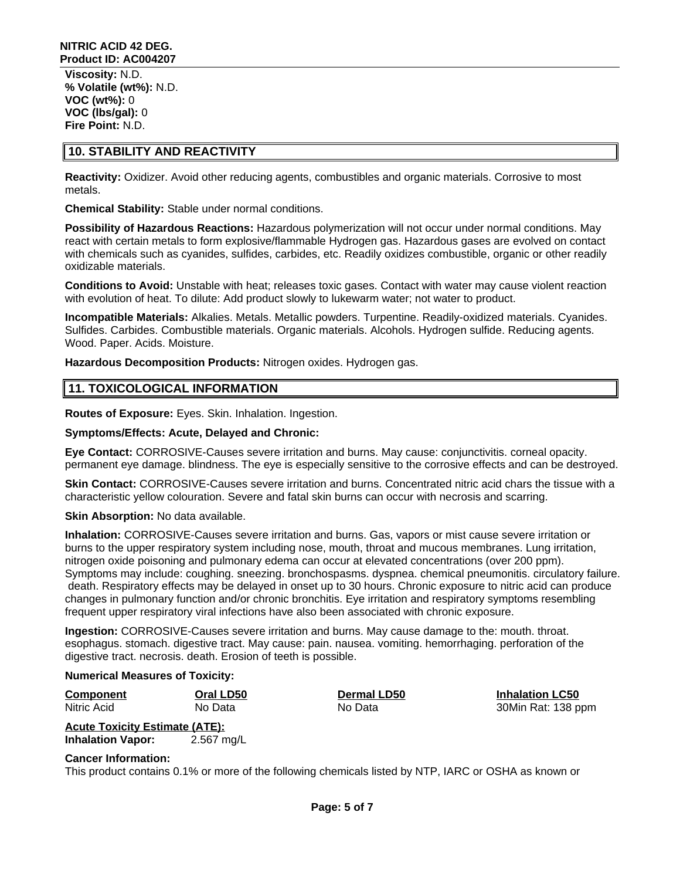**Viscosity:** N.D.
**% Volatile (wt%):** N.D.
**VOC (wt%):** 0
**VOC (lbs/gal):** 0
**Fire Point:** N.D.

## 10. STABILITY AND REACTIVITY

**Reactivity:** Oxidizer. Avoid other reducing agents, combustibles and organic materials. Corrosive to most metals.

**Chemical Stability:** Stable under normal conditions.

**Possibility of Hazardous Reactions:** Hazardous polymerization will not occur under normal conditions. May react with certain metals to form explosive/flammable Hydrogen gas. Hazardous gases are evolved on contact with chemicals such as cyanides, sulfides, carbides, etc. Readily oxidizes combustible, organic or other readily oxidizable materials.

**Conditions to Avoid:** Unstable with heat; releases toxic gases. Contact with water may cause violent reaction with evolution of heat. To dilute: Add product slowly to lukewarm water; not water to product.

**Incompatible Materials:** Alkalies. Metals. Metallic powders. Turpentine. Readily-oxidized materials. Cyanides. Sulfides. Carbides. Combustible materials. Organic materials. Alcohols. Hydrogen sulfide. Reducing agents. Wood. Paper. Acids. Moisture.

**Hazardous Decomposition Products:** Nitrogen oxides. Hydrogen gas.

## 11. TOXICOLOGICAL INFORMATION

**Routes of Exposure:** Eyes. Skin. Inhalation. Ingestion.

**Symptoms/Effects: Acute, Delayed and Chronic:**

**Eye Contact:** CORROSIVE-Causes severe irritation and burns. May cause: conjunctivitis. corneal opacity. permanent eye damage. blindness. The eye is especially sensitive to the corrosive effects and can be destroyed.

**Skin Contact:** CORROSIVE-Causes severe irritation and burns. Concentrated nitric acid chars the tissue with a characteristic yellow colouration. Severe and fatal skin burns can occur with necrosis and scarring.

**Skin Absorption:** No data available.

**Inhalation:** CORROSIVE-Causes severe irritation and burns. Gas, vapors or mist cause severe irritation or burns to the upper respiratory system including nose, mouth, throat and mucous membranes. Lung irritation, nitrogen oxide poisoning and pulmonary edema can occur at elevated concentrations (over 200 ppm). Symptoms may include: coughing. sneezing. bronchospasms. dyspnea. chemical pneumonitis. circulatory failure. death. Respiratory effects may be delayed in onset up to 30 hours. Chronic exposure to nitric acid can produce changes in pulmonary function and/or chronic bronchitis. Eye irritation and respiratory symptoms resembling frequent upper respiratory viral infections have also been associated with chronic exposure.

**Ingestion:** CORROSIVE-Causes severe irritation and burns. May cause damage to the: mouth. throat. esophagus. stomach. digestive tract. May cause: pain. nausea. vomiting. hemorrhaging. perforation of the digestive tract. necrosis. death. Erosion of teeth is possible.

**Numerical Measures of Toxicity:**

| Component | Oral LD50 | Dermal LD50 | Inhalation LC50 |
|---|---|---|---|
| Nitric Acid | No Data | No Data | 30Min Rat: 138 ppm |

**Acute Toxicity Estimate (ATE):**
**Inhalation Vapor:** 2.567 mg/L

**Cancer Information:**
This product contains 0.1% or more of the following chemicals listed by NTP, IARC or OSHA as known or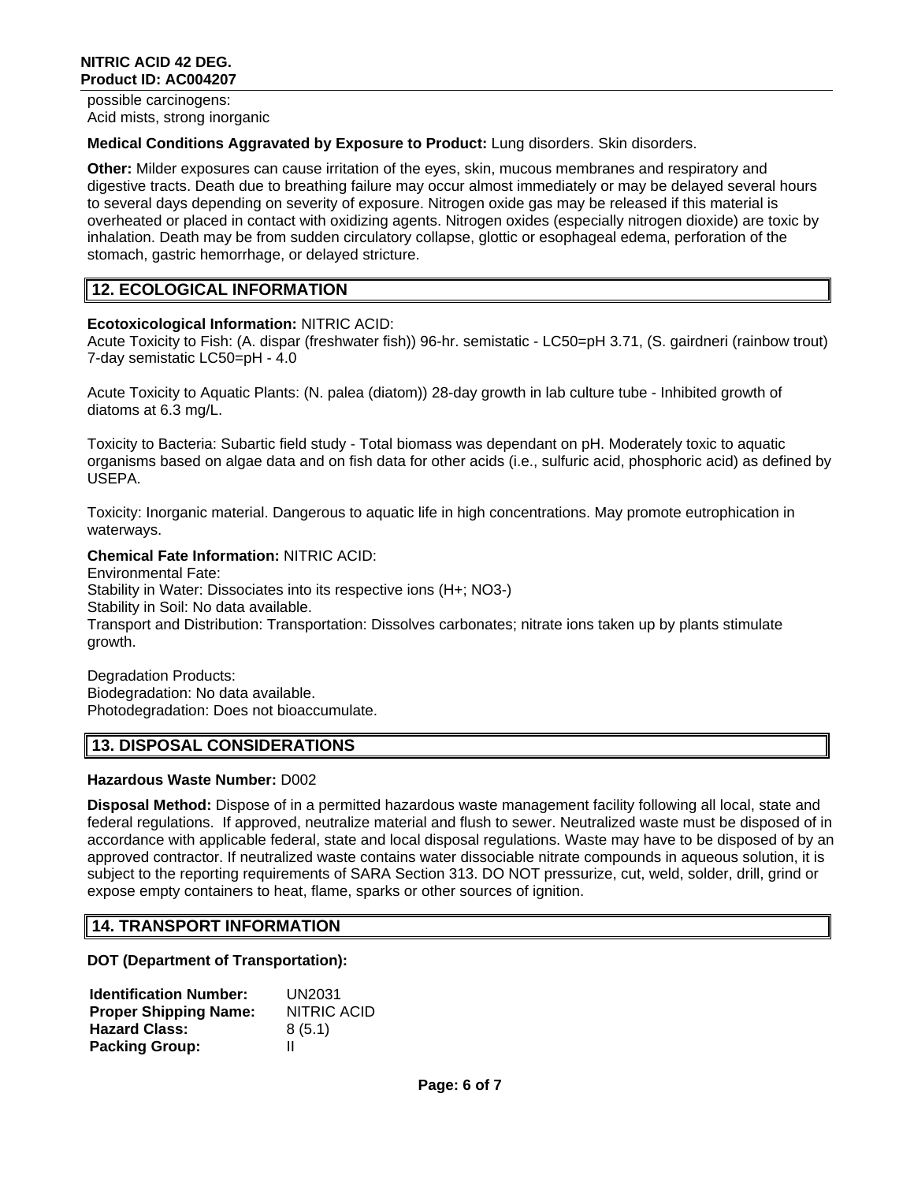possible carcinogens:
Acid mists, strong inorganic

**Medical Conditions Aggravated by Exposure to Product:** Lung disorders. Skin disorders.

**Other:** Milder exposures can cause irritation of the eyes, skin, mucous membranes and respiratory and digestive tracts. Death due to breathing failure may occur almost immediately or may be delayed several hours to several days depending on severity of exposure. Nitrogen oxide gas may be released if this material is overheated or placed in contact with oxidizing agents. Nitrogen oxides (especially nitrogen dioxide) are toxic by inhalation. Death may be from sudden circulatory collapse, glottic or esophageal edema, perforation of the stomach, gastric hemorrhage, or delayed stricture.

## 12. ECOLOGICAL INFORMATION

**Ecotoxicological Information:** NITRIC ACID:
Acute Toxicity to Fish: (A. dispar (freshwater fish)) 96-hr. semistatic - LC50=pH 3.71, (S. gairdneri (rainbow trout) 7-day semistatic LC50=pH - 4.0

Acute Toxicity to Aquatic Plants: (N. palea (diatom)) 28-day growth in lab culture tube - Inhibited growth of diatoms at 6.3 mg/L.

Toxicity to Bacteria: Subartic field study - Total biomass was dependant on pH. Moderately toxic to aquatic organisms based on algae data and on fish data for other acids (i.e., sulfuric acid, phosphoric acid) as defined by USEPA.

Toxicity: Inorganic material. Dangerous to aquatic life in high concentrations. May promote eutrophication in waterways.

**Chemical Fate Information:** NITRIC ACID:
Environmental Fate:
Stability in Water: Dissociates into its respective ions ($H^+$; $NO_3^-$)
Stability in Soil: No data available.
Transport and Distribution: Transportation: Dissolves carbonates; nitrate ions taken up by plants stimulate growth.

Degradation Products:
Biodegradation: No data available.
Photodegradation: Does not bioaccumulate.

## 13. DISPOSAL CONSIDERATIONS

**Hazardous Waste Number:** D002

**Disposal Method:** Dispose of in a permitted hazardous waste management facility following all local, state and federal regulations. If approved, neutralize material and flush to sewer. Neutralized waste must be disposed of in accordance with applicable federal, state and local disposal regulations. Waste may have to be disposed of by an approved contractor. If neutralized waste contains water dissociable nitrate compounds in aqueous solution, it is subject to the reporting requirements of SARA Section 313. DO NOT pressurize, cut, weld, solder, drill, grind or expose empty containers to heat, flame, sparks or other sources of ignition.

## 14. TRANSPORT INFORMATION

**DOT (Department of Transportation):**

| | |
|---|---|
| **Identification Number:** | UN2031 |
| **Proper Shipping Name:** | NITRIC ACID |
| **Hazard Class:** | 8 (5.1) |
| **Packing Group:** | II |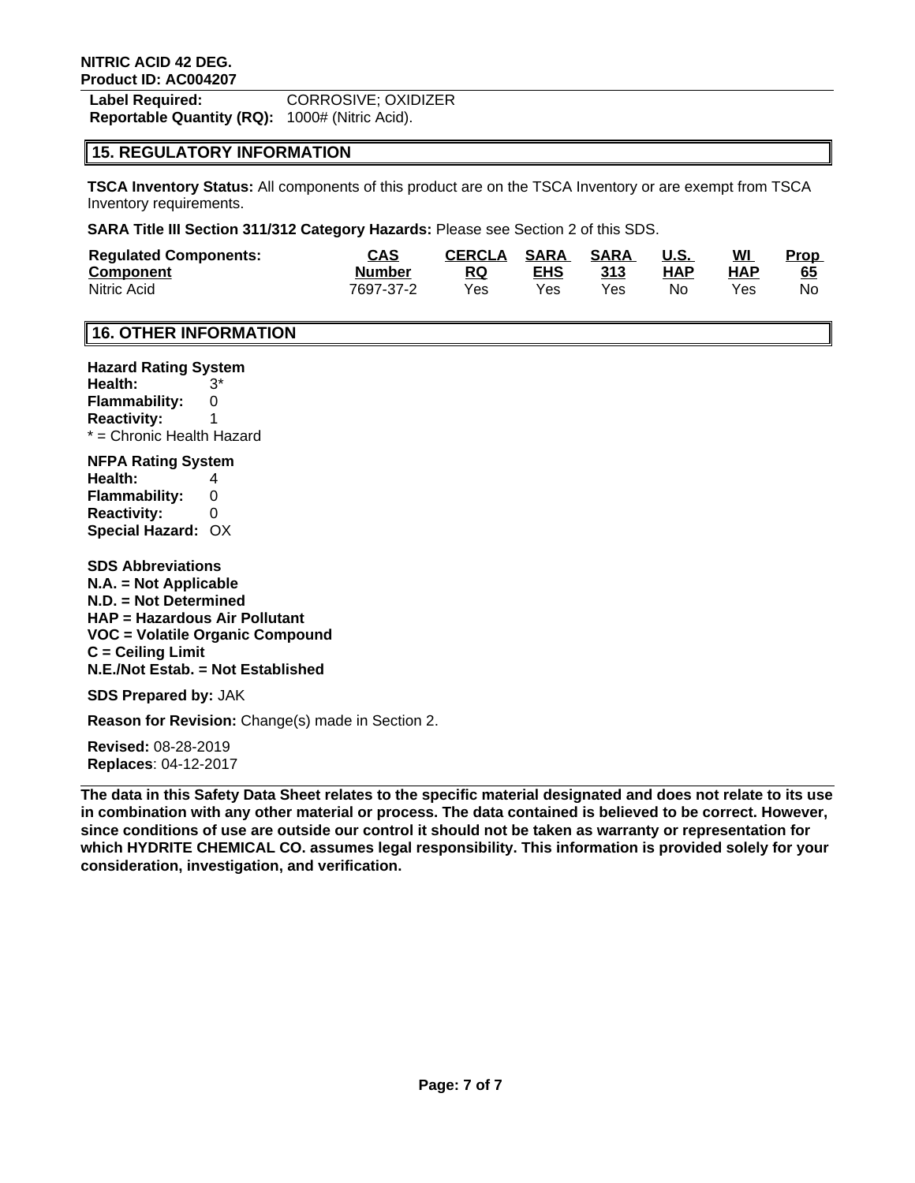**Label Required:** CORROSIVE; OXIDIZER
**Reportable Quantity (RQ):** 1000# (Nitric Acid).

## 15. REGULATORY INFORMATION

**TSCA Inventory Status:** All components of this product are on the TSCA Inventory or are exempt from TSCA Inventory requirements.

**SARA Title III Section 311/312 Category Hazards:** Please see Section 2 of this SDS.

**Regulated Components:**

| Component | CAS Number | CERCLA RQ | SARA EHS | SARA 313 | U.S. HAP | WI HAP | Prop 65 |
|---|---|---|---|---|---|---|---|
| Nitric Acid | 7697-37-2 | Yes | Yes | Yes | No | Yes | No |

## 16. OTHER INFORMATION

**Hazard Rating System**
**Health:** 3*
**Flammability:** 0
**Reactivity:** 1
* = Chronic Health Hazard

**NFPA Rating System**
**Health:** 4
**Flammability:** 0
**Reactivity:** 0
**Special Hazard:** OX

**SDS Abbreviations**
**N.A. = Not Applicable**
**N.D. = Not Determined**
**HAP = Hazardous Air Pollutant**
**VOC = Volatile Organic Compound**
**C = Ceiling Limit**
**N.E./Not Estab. = Not Established**

**SDS Prepared by:** JAK

**Reason for Revision:** Change(s) made in Section 2.

**Revised:** 08-28-2019
**Replaces**: 04-12-2017

**The data in this Safety Data Sheet relates to the specific material designated and does not relate to its use in combination with any other material or process. The data contained is believed to be correct. However, since conditions of use are outside our control it should not be taken as warranty or representation for which HYDRITE CHEMICAL CO. assumes legal responsibility. This information is provided solely for your consideration, investigation, and verification.**